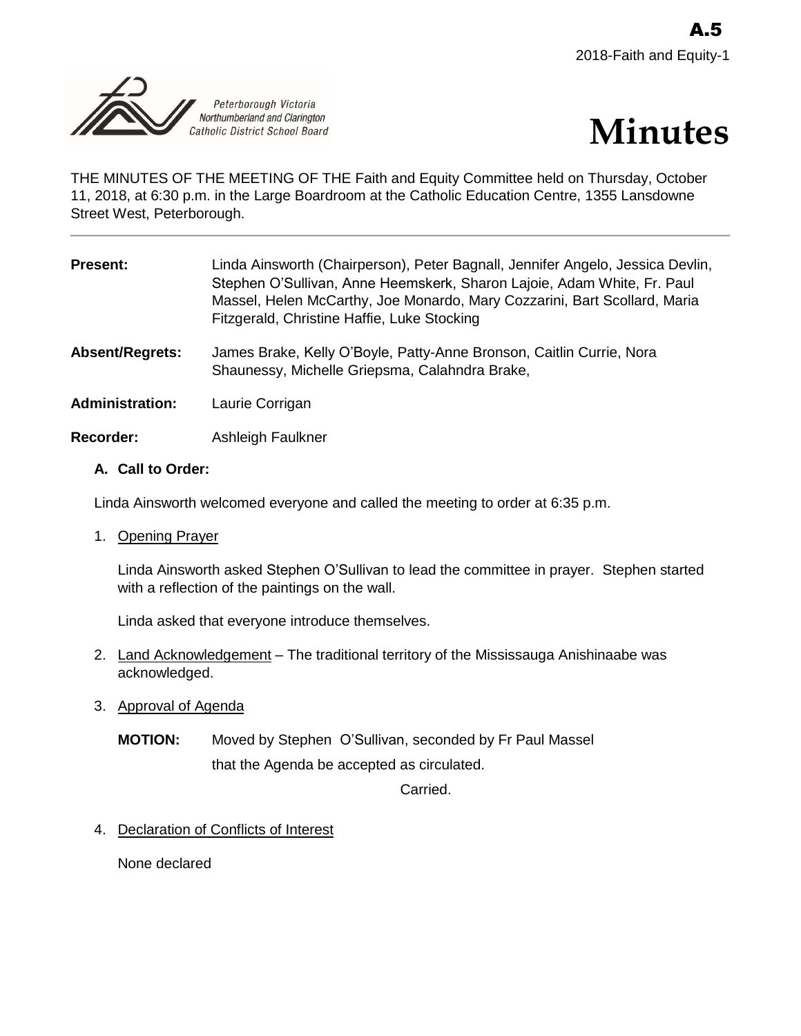A.5

2018-Faith and Equity-1

Peterborough Victoria Northumberland and Clarington Catholic District School Board

# Minutes

THE MINUTES OF THE MEETING OF THE Faith and Equity Committee held on Thursday, October 11, 2018, at 6:30 p.m. in the Large Boardroom at the Catholic Education Centre, 1355 Lansdowne Street West, Peterborough.

---

**Present:** Linda Ainsworth (Chairperson), Peter Bagnall, Jennifer Angelo, Jessica Devlin, Stephen O'Sullivan, Anne Heemskerk, Sharon Lajoie, Adam White, Fr. Paul Massel, Helen McCarthy, Joe Monardo, Mary Cozzarini, Bart Scollard, Maria Fitzgerald, Christine Haffie, Luke Stocking

**Absent/Regrets:** James Brake, Kelly O'Boyle, Patty-Anne Bronson, Caitlin Currie, Nora Shaunessy, Michelle Griepsma, Calahndra Brake,

**Administration:** Laurie Corrigan

**Recorder:** Ashleigh Faulkner

### A. Call to Order:

Linda Ainsworth welcomed everyone and called the meeting to order at 6:35 p.m.

1. Opening Prayer

   Linda Ainsworth asked Stephen O'Sullivan to lead the committee in prayer. Stephen started with a reflection of the paintings on the wall.

   Linda asked that everyone introduce themselves.

2. Land Acknowledgement – The traditional territory of the Mississauga Anishinaabe was acknowledged.

3. Approval of Agenda

   **MOTION:** Moved by Stephen O'Sullivan, seconded by Fr Paul Massel that the Agenda be accepted as circulated.

   Carried.

4. Declaration of Conflicts of Interest

   None declared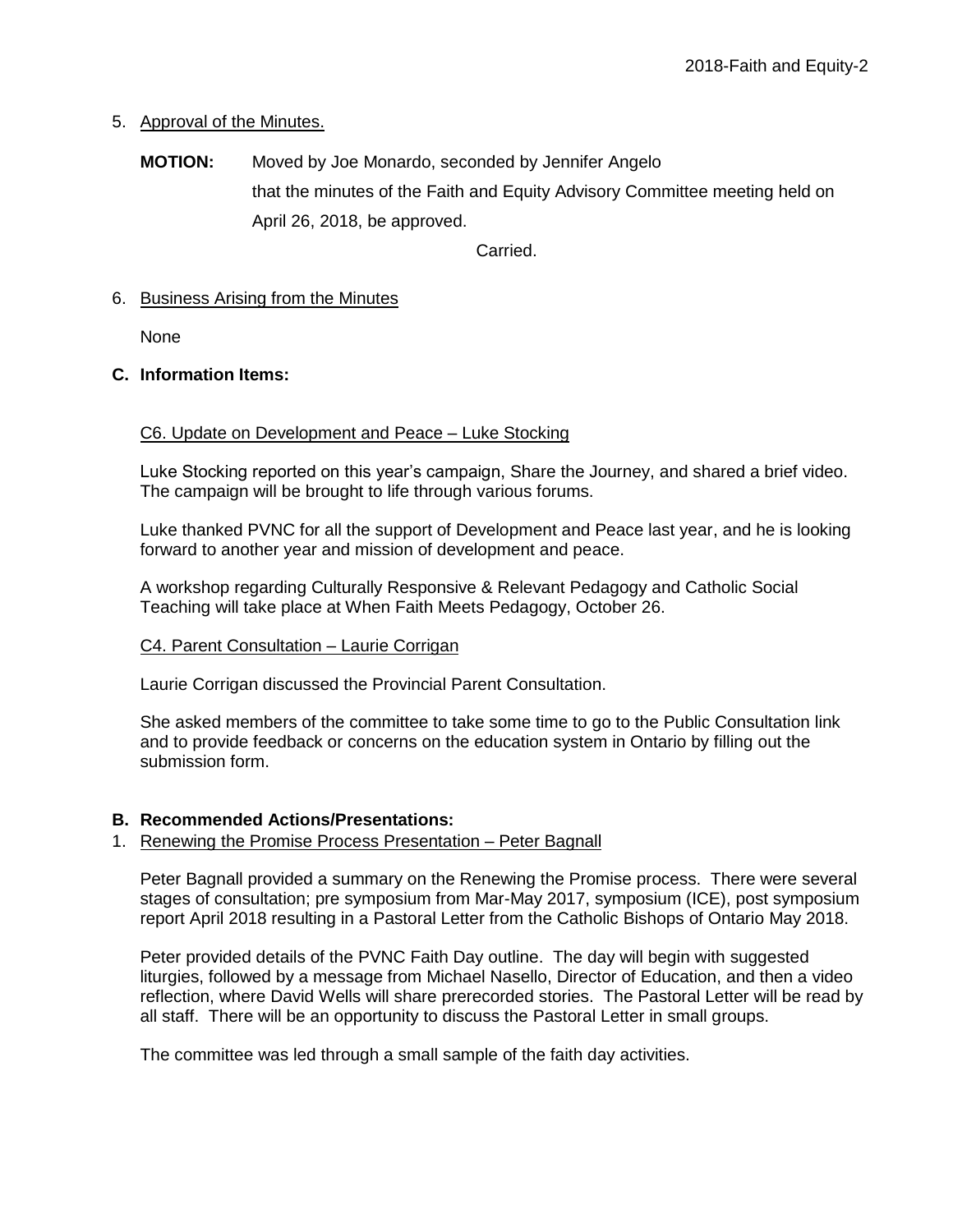5. Approval of the Minutes.

**MOTION:** Moved by Joe Monardo, seconded by Jennifer Angelo that the minutes of the Faith and Equity Advisory Committee meeting held on April 26, 2018, be approved.

Carried.

6. Business Arising from the Minutes

None

**C. Information Items:**

C6. Update on Development and Peace – Luke Stocking

Luke Stocking reported on this year's campaign, Share the Journey, and shared a brief video. The campaign will be brought to life through various forums.

Luke thanked PVNC for all the support of Development and Peace last year, and he is looking forward to another year and mission of development and peace.

A workshop regarding Culturally Responsive & Relevant Pedagogy and Catholic Social Teaching will take place at When Faith Meets Pedagogy, October 26.

C4. Parent Consultation – Laurie Corrigan

Laurie Corrigan discussed the Provincial Parent Consultation.

She asked members of the committee to take some time to go to the Public Consultation link and to provide feedback or concerns on the education system in Ontario by filling out the submission form.

**B. Recommended Actions/Presentations:**

1. Renewing the Promise Process Presentation – Peter Bagnall

Peter Bagnall provided a summary on the Renewing the Promise process. There were several stages of consultation; pre symposium from Mar-May 2017, symposium (ICE), post symposium report April 2018 resulting in a Pastoral Letter from the Catholic Bishops of Ontario May 2018.

Peter provided details of the PVNC Faith Day outline. The day will begin with suggested liturgies, followed by a message from Michael Nasello, Director of Education, and then a video reflection, where David Wells will share prerecorded stories. The Pastoral Letter will be read by all staff. There will be an opportunity to discuss the Pastoral Letter in small groups.

The committee was led through a small sample of the faith day activities.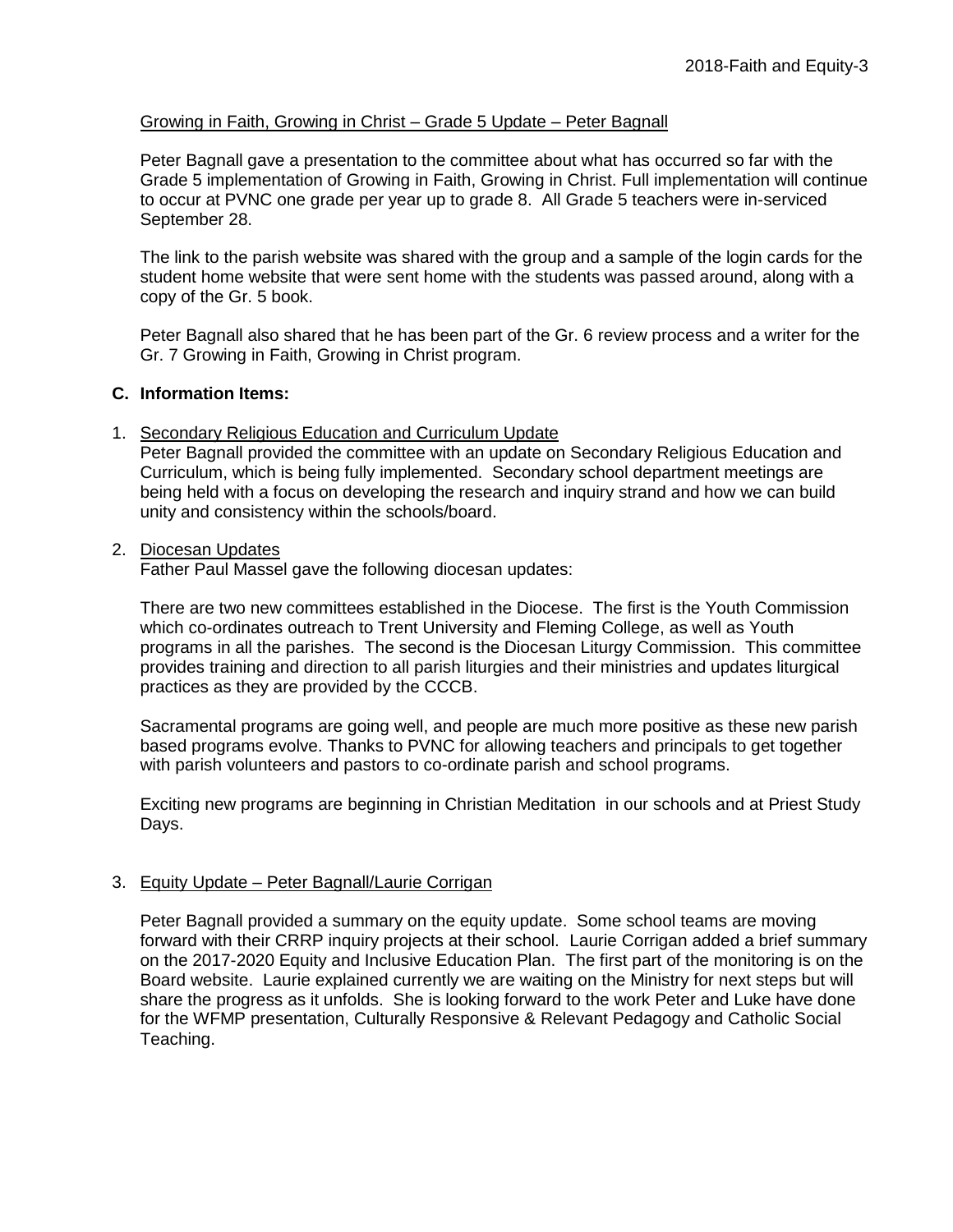Growing in Faith, Growing in Christ – Grade 5 Update – Peter Bagnall

Peter Bagnall gave a presentation to the committee about what has occurred so far with the Grade 5 implementation of Growing in Faith, Growing in Christ. Full implementation will continue to occur at PVNC one grade per year up to grade 8. All Grade 5 teachers were in-serviced September 28.

The link to the parish website was shared with the group and a sample of the login cards for the student home website that were sent home with the students was passed around, along with a copy of the Gr. 5 book.

Peter Bagnall also shared that he has been part of the Gr. 6 review process and a writer for the Gr. 7 Growing in Faith, Growing in Christ program.

**C. Information Items:**

1. Secondary Religious Education and Curriculum Update
   Peter Bagnall provided the committee with an update on Secondary Religious Education and Curriculum, which is being fully implemented. Secondary school department meetings are being held with a focus on developing the research and inquiry strand and how we can build unity and consistency within the schools/board.

2. Diocesan Updates
   Father Paul Massel gave the following diocesan updates:

   There are two new committees established in the Diocese. The first is the Youth Commission which co-ordinates outreach to Trent University and Fleming College, as well as Youth programs in all the parishes. The second is the Diocesan Liturgy Commission. This committee provides training and direction to all parish liturgies and their ministries and updates liturgical practices as they are provided by the CCCB.

   Sacramental programs are going well, and people are much more positive as these new parish based programs evolve. Thanks to PVNC for allowing teachers and principals to get together with parish volunteers and pastors to co-ordinate parish and school programs.

   Exciting new programs are beginning in Christian Meditation in our schools and at Priest Study Days.

3. Equity Update – Peter Bagnall/Laurie Corrigan

   Peter Bagnall provided a summary on the equity update. Some school teams are moving forward with their CRRP inquiry projects at their school. Laurie Corrigan added a brief summary on the 2017-2020 Equity and Inclusive Education Plan. The first part of the monitoring is on the Board website. Laurie explained currently we are waiting on the Ministry for next steps but will share the progress as it unfolds. She is looking forward to the work Peter and Luke have done for the WFMP presentation, Culturally Responsive & Relevant Pedagogy and Catholic Social Teaching.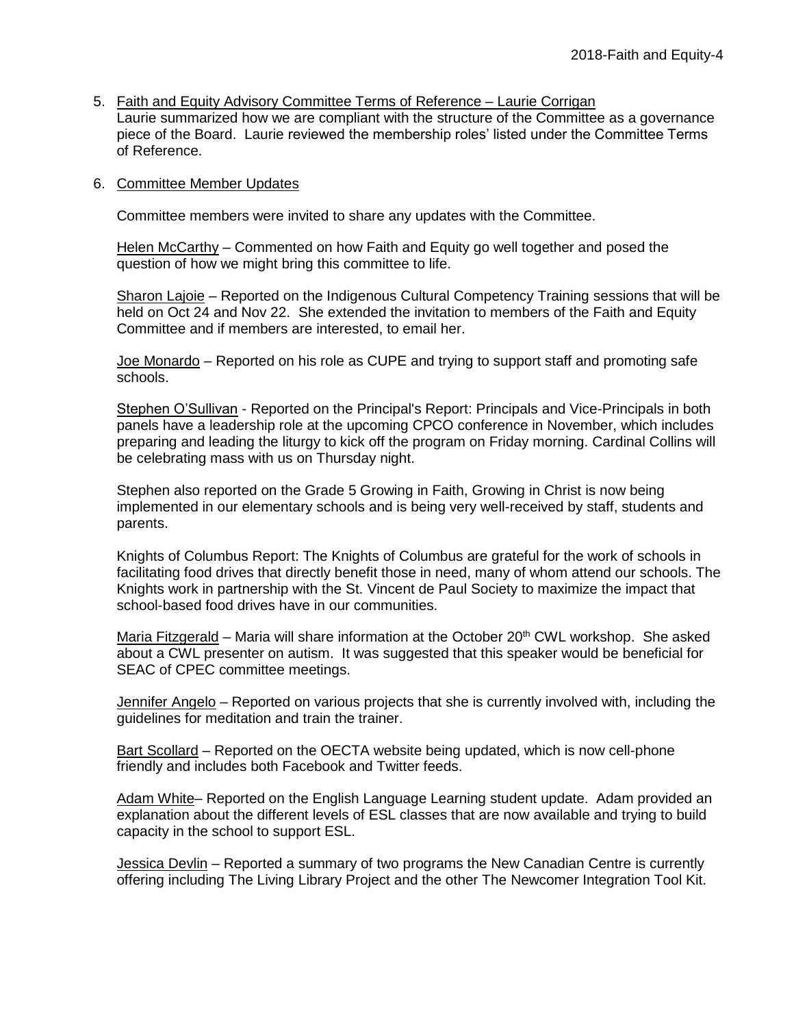5. Faith and Equity Advisory Committee Terms of Reference – Laurie Corrigan
   Laurie summarized how we are compliant with the structure of the Committee as a governance piece of the Board. Laurie reviewed the membership roles' listed under the Committee Terms of Reference.

6. Committee Member Updates

   Committee members were invited to share any updates with the Committee.

   Helen McCarthy – Commented on how Faith and Equity go well together and posed the question of how we might bring this committee to life.

   Sharon Lajoie – Reported on the Indigenous Cultural Competency Training sessions that will be held on Oct 24 and Nov 22. She extended the invitation to members of the Faith and Equity Committee and if members are interested, to email her.

   Joe Monardo – Reported on his role as CUPE and trying to support staff and promoting safe schools.

   Stephen O'Sullivan - Reported on the Principal's Report: Principals and Vice-Principals in both panels have a leadership role at the upcoming CPCO conference in November, which includes preparing and leading the liturgy to kick off the program on Friday morning. Cardinal Collins will be celebrating mass with us on Thursday night.

   Stephen also reported on the Grade 5 Growing in Faith, Growing in Christ is now being implemented in our elementary schools and is being very well-received by staff, students and parents.

   Knights of Columbus Report: The Knights of Columbus are grateful for the work of schools in facilitating food drives that directly benefit those in need, many of whom attend our schools. The Knights work in partnership with the St. Vincent de Paul Society to maximize the impact that school-based food drives have in our communities.

   Maria Fitzgerald – Maria will share information at the October 20th CWL workshop. She asked about a CWL presenter on autism. It was suggested that this speaker would be beneficial for SEAC of CPEC committee meetings.

   Jennifer Angelo – Reported on various projects that she is currently involved with, including the guidelines for meditation and train the trainer.

   Bart Scollard – Reported on the OECTA website being updated, which is now cell-phone friendly and includes both Facebook and Twitter feeds.

   Adam White– Reported on the English Language Learning student update. Adam provided an explanation about the different levels of ESL classes that are now available and trying to build capacity in the school to support ESL.

   Jessica Devlin – Reported a summary of two programs the New Canadian Centre is currently offering including The Living Library Project and the other The Newcomer Integration Tool Kit.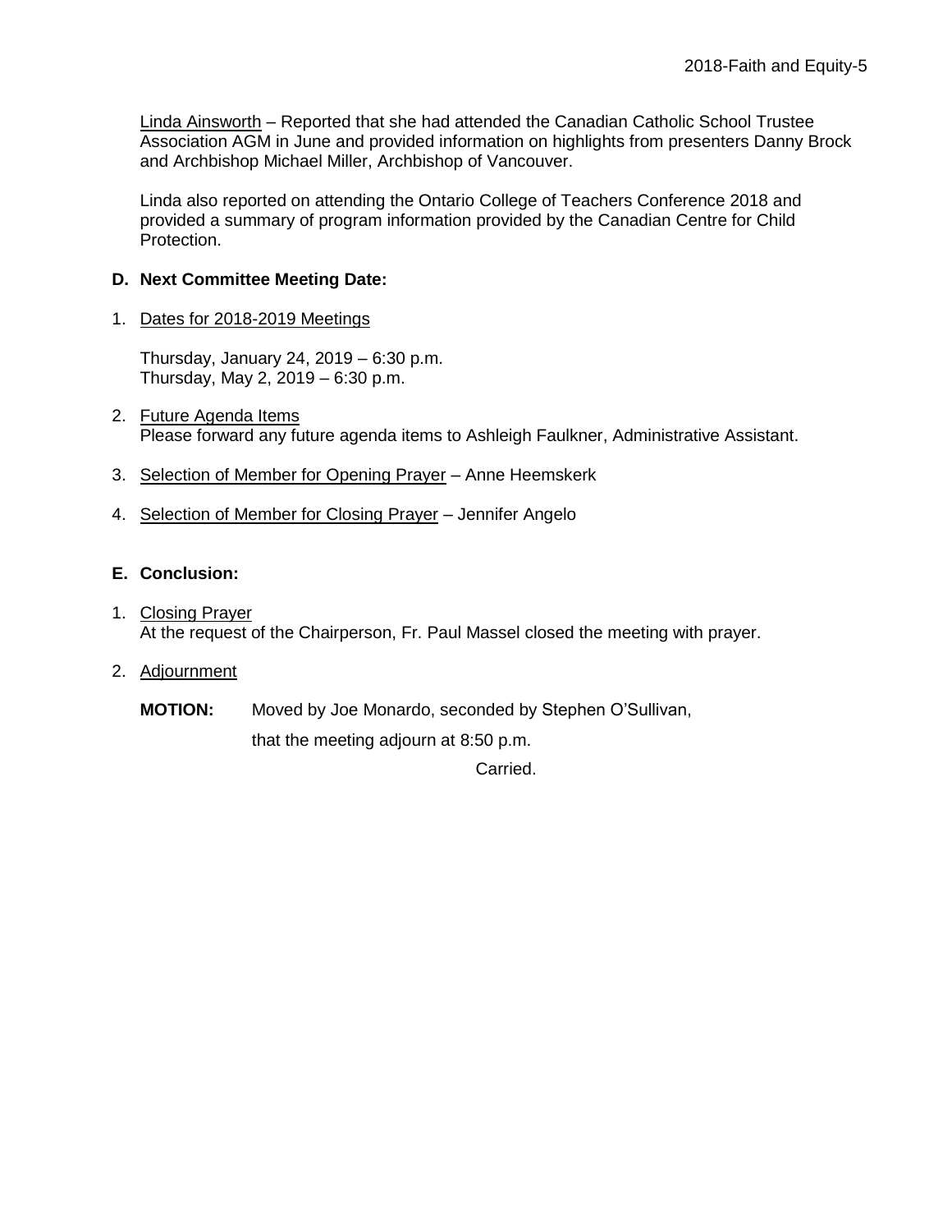Linda Ainsworth – Reported that she had attended the Canadian Catholic School Trustee Association AGM in June and provided information on highlights from presenters Danny Brock and Archbishop Michael Miller, Archbishop of Vancouver.

Linda also reported on attending the Ontario College of Teachers Conference 2018 and provided a summary of program information provided by the Canadian Centre for Child Protection.

**D. Next Committee Meeting Date:**

1. Dates for 2018-2019 Meetings

   Thursday, January 24, 2019 – 6:30 p.m.
   Thursday, May 2, 2019 – 6:30 p.m.

2. Future Agenda Items
   Please forward any future agenda items to Ashleigh Faulkner, Administrative Assistant.

3. Selection of Member for Opening Prayer – Anne Heemskerk

4. Selection of Member for Closing Prayer – Jennifer Angelo

**E. Conclusion:**

1. Closing Prayer
   At the request of the Chairperson, Fr. Paul Massel closed the meeting with prayer.

2. Adjournment

   **MOTION:** Moved by Joe Monardo, seconded by Stephen O'Sullivan,

   that the meeting adjourn at 8:50 p.m.

   Carried.